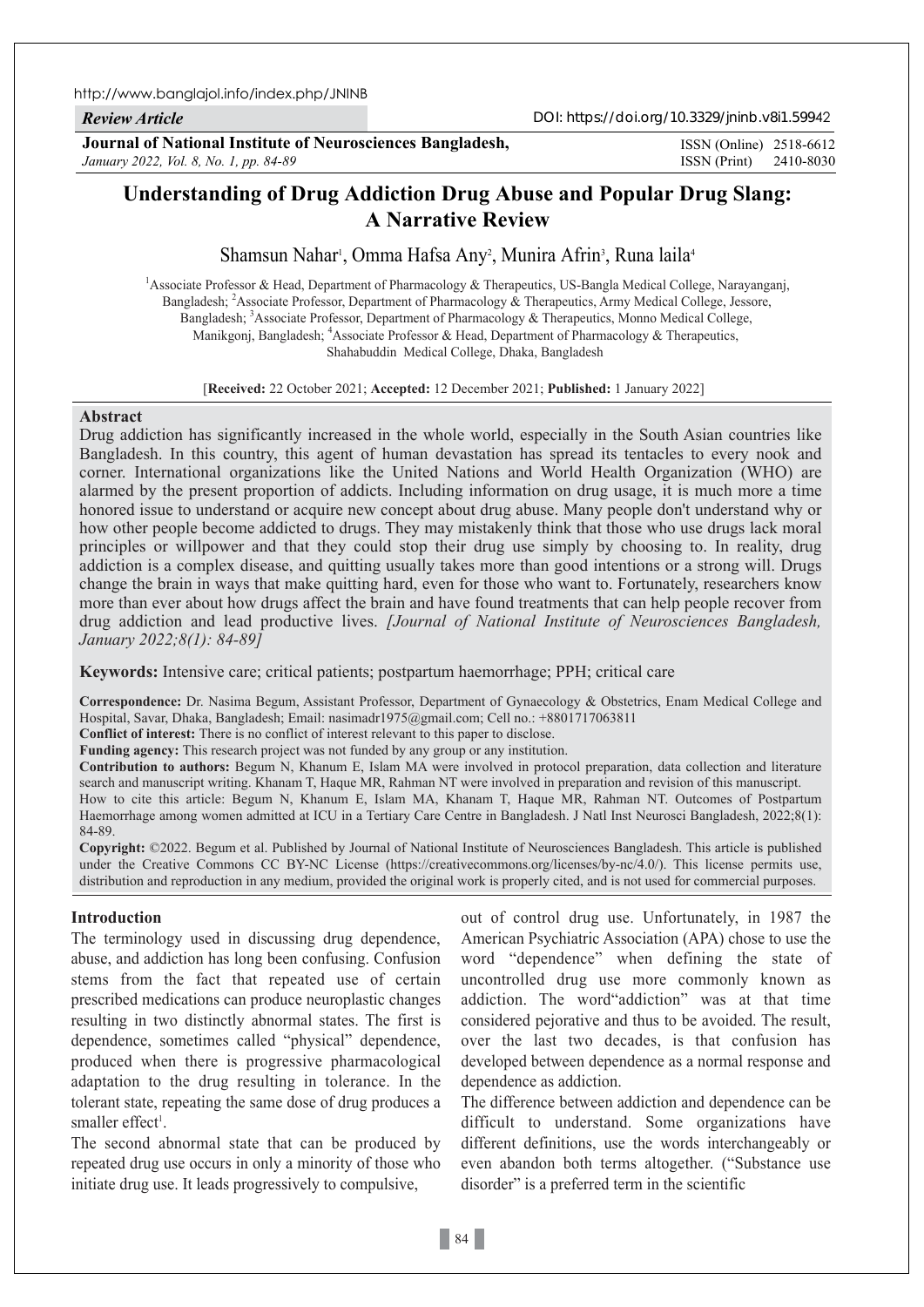http://www.banglajol.info/index.php/JNINB

*Review Article*

DOI: https://doi.org/10.3329/jninb.v8i1.59942

**Journal of National Institute of Neurosciences Bangladesh,**
*January 2022, Vol. 8, No. 1, pp. 84-89*

ISSN (Online) 2518-6612
ISSN (Print) 2410-8030

# Understanding of Drug Addiction Drug Abuse and Popular Drug Slang: A Narrative Review

Shamsun Nahar[1], Omma Hafsa Any[2], Munira Afrin[3], Runa laila[4]

[1]Associate Professor & Head, Department of Pharmacology & Therapeutics, US-Bangla Medical College, Narayanganj, Bangladesh; [2]Associate Professor, Department of Pharmacology & Therapeutics, Army Medical College, Jessore, Bangladesh; [3]Associate Professor, Department of Pharmacology & Therapeutics, Monno Medical College, Manikgonj, Bangladesh; [4]Associate Professor & Head, Department of Pharmacology & Therapeutics, Shahabuddin Medical College, Dhaka, Bangladesh

[**Received:** 22 October 2021; **Accepted:** 12 December 2021; **Published:** 1 January 2022]

## Abstract

Drug addiction has significantly increased in the whole world, especially in the South Asian countries like Bangladesh. In this country, this agent of human devastation has spread its tentacles to every nook and corner. International organizations like the United Nations and World Health Organization (WHO) are alarmed by the present proportion of addicts. Including information on drug usage, it is much more a time honored issue to understand or acquire new concept about drug abuse. Many people don't understand why or how other people become addicted to drugs. They may mistakenly think that those who use drugs lack moral principles or willpower and that they could stop their drug use simply by choosing to. In reality, drug addiction is a complex disease, and quitting usually takes more than good intentions or a strong will. Drugs change the brain in ways that make quitting hard, even for those who want to. Fortunately, researchers know more than ever about how drugs affect the brain and have found treatments that can help people recover from drug addiction and lead productive lives. *[Journal of National Institute of Neurosciences Bangladesh, January 2022;8(1): 84-89]*

**Keywords:** Intensive care; critical patients; postpartum haemorrhage; PPH; critical care

**Correspondence:** Dr. Nasima Begum, Assistant Professor, Department of Gynaecology & Obstetrics, Enam Medical College and Hospital, Savar, Dhaka, Bangladesh; Email: nasimadr1975@gmail.com; Cell no.: +8801717063811

**Conflict of interest:** There is no conflict of interest relevant to this paper to disclose.

**Funding agency:** This research project was not funded by any group or any institution.

**Contribution to authors:** Begum N, Khanum E, Islam MA were involved in protocol preparation, data collection and literature search and manuscript writing. Khanam T, Haque MR, Rahman NT were involved in preparation and revision of this manuscript.

How to cite this article: Begum N, Khanum E, Islam MA, Khanam T, Haque MR, Rahman NT. Outcomes of Postpartum Haemorrhage among women admitted at ICU in a Tertiary Care Centre in Bangladesh. J Natl Inst Neurosci Bangladesh, 2022;8(1): 84-89.

**Copyright:** ©2022. Begum et al. Published by Journal of National Institute of Neurosciences Bangladesh. This article is published under the Creative Commons CC BY-NC License (https://creativecommons.org/licenses/by-nc/4.0/). This license permits use, distribution and reproduction in any medium, provided the original work is properly cited, and is not used for commercial purposes.

## Introduction

The terminology used in discussing drug dependence, abuse, and addiction has long been confusing. Confusion stems from the fact that repeated use of certain prescribed medications can produce neuroplastic changes resulting in two distinctly abnormal states. The first is dependence, sometimes called "physical" dependence, produced when there is progressive pharmacological adaptation to the drug resulting in tolerance. In the tolerant state, repeating the same dose of drug produces a smaller effect[1].

The second abnormal state that can be produced by repeated drug use occurs in only a minority of those who initiate drug use. It leads progressively to compulsive, out of control drug use. Unfortunately, in 1987 the American Psychiatric Association (APA) chose to use the word "dependence" when defining the state of uncontrolled drug use more commonly known as addiction. The word"addiction" was at that time considered pejorative and thus to be avoided. The result, over the last two decades, is that confusion has developed between dependence as a normal response and dependence as addiction.

The difference between addiction and dependence can be difficult to understand. Some organizations have different definitions, use the words interchangeably or even abandon both terms altogether. ("Substance use disorder" is a preferred term in the scientific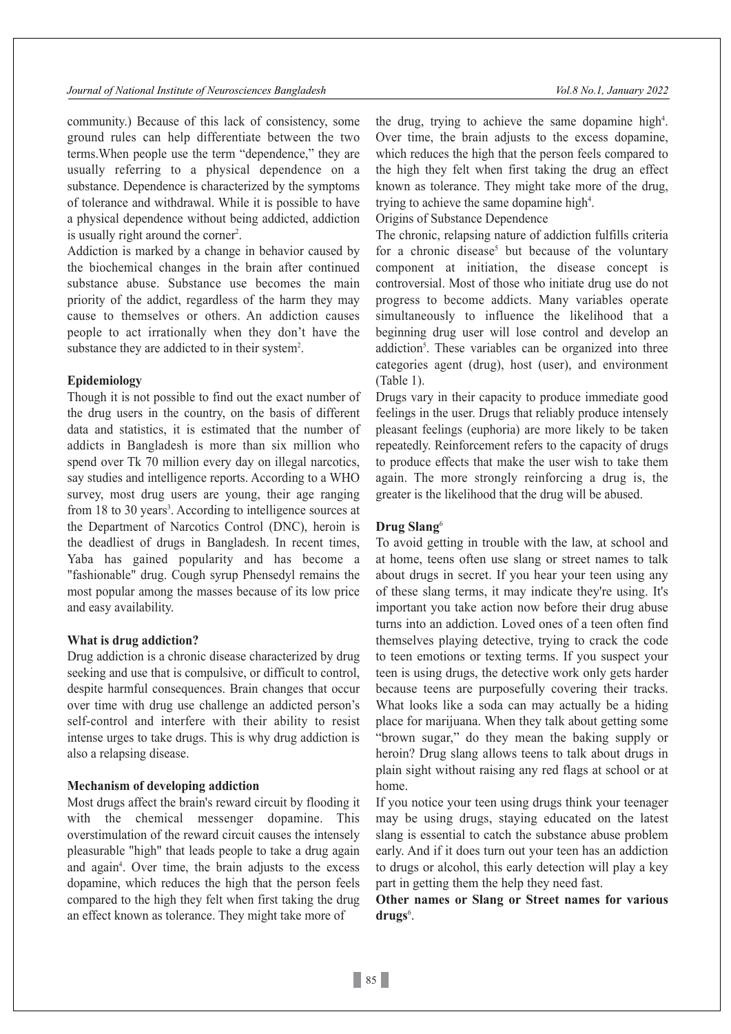community.) Because of this lack of consistency, some ground rules can help differentiate between the two terms.When people use the term "dependence," they are usually referring to a physical dependence on a substance. Dependence is characterized by the symptoms of tolerance and withdrawal. While it is possible to have a physical dependence without being addicted, addiction is usually right around the corner[2].

Addiction is marked by a change in behavior caused by the biochemical changes in the brain after continued substance abuse. Substance use becomes the main priority of the addict, regardless of the harm they may cause to themselves or others. An addiction causes people to act irrationally when they don't have the substance they are addicted to in their system[2].

**Epidemiology**

Though it is not possible to find out the exact number of the drug users in the country, on the basis of different data and statistics, it is estimated that the number of addicts in Bangladesh is more than six million who spend over Tk 70 million every day on illegal narcotics, say studies and intelligence reports. According to a WHO survey, most drug users are young, their age ranging from 18 to 30 years[3]. According to intelligence sources at the Department of Narcotics Control (DNC), heroin is the deadliest of drugs in Bangladesh. In recent times, Yaba has gained popularity and has become a "fashionable" drug. Cough syrup Phensedyl remains the most popular among the masses because of its low price and easy availability.

**What is drug addiction?**

Drug addiction is a chronic disease characterized by drug seeking and use that is compulsive, or difficult to control, despite harmful consequences. Brain changes that occur over time with drug use challenge an addicted person's self-control and interfere with their ability to resist intense urges to take drugs. This is why drug addiction is also a relapsing disease.

**Mechanism of developing addiction**

Most drugs affect the brain's reward circuit by flooding it with the chemical messenger dopamine. This overstimulation of the reward circuit causes the intensely pleasurable "high" that leads people to take a drug again and again[4]. Over time, the brain adjusts to the excess dopamine, which reduces the high that the person feels compared to the high they felt when first taking the drug an effect known as tolerance. They might take more of the drug, trying to achieve the same dopamine high[4]. Over time, the brain adjusts to the excess dopamine, which reduces the high that the person feels compared to the high they felt when first taking the drug an effect known as tolerance. They might take more of the drug, trying to achieve the same dopamine high[4].

Origins of Substance Dependence

The chronic, relapsing nature of addiction fulfills criteria for a chronic disease[5] but because of the voluntary component at initiation, the disease concept is controversial. Most of those who initiate drug use do not progress to become addicts. Many variables operate simultaneously to influence the likelihood that a beginning drug user will lose control and develop an addiction[5]. These variables can be organized into three categories agent (drug), host (user), and environment (Table 1).

Drugs vary in their capacity to produce immediate good feelings in the user. Drugs that reliably produce intensely pleasant feelings (euphoria) are more likely to be taken repeatedly. Reinforcement refers to the capacity of drugs to produce effects that make the user wish to take them again. The more strongly reinforcing a drug is, the greater is the likelihood that the drug will be abused.

**Drug Slang**[6]

To avoid getting in trouble with the law, at school and at home, teens often use slang or street names to talk about drugs in secret. If you hear your teen using any of these slang terms, it may indicate they're using. It's important you take action now before their drug abuse turns into an addiction. Loved ones of a teen often find themselves playing detective, trying to crack the code to teen emotions or texting terms. If you suspect your teen is using drugs, the detective work only gets harder because teens are purposefully covering their tracks. What looks like a soda can may actually be a hiding place for marijuana. When they talk about getting some "brown sugar," do they mean the baking supply or heroin? Drug slang allows teens to talk about drugs in plain sight without raising any red flags at school or at home.

If you notice your teen using drugs think your teenager may be using drugs, staying educated on the latest slang is essential to catch the substance abuse problem early. And if it does turn out your teen has an addiction to drugs or alcohol, this early detection will play a key part in getting them the help they need fast.

**Other names or Slang or Street names for various drugs**[6].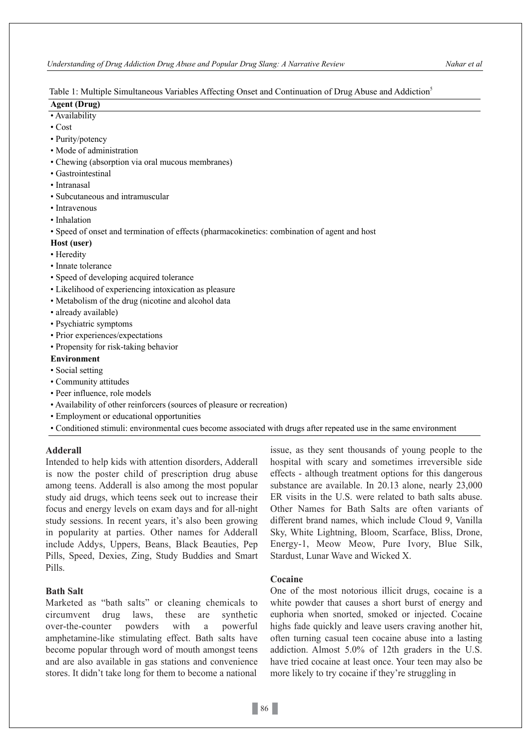Table 1: Multiple Simultaneous Variables Affecting Onset and Continuation of Drug Abuse and Addiction[5]

| Agent (Drug) |
|---|
| • Availability |
| • Cost |
| • Purity/potency |
| • Mode of administration |
| • Chewing (absorption via oral mucous membranes) |
| • Gastrointestinal |
| • Intranasal |
| • Subcutaneous and intramuscular |
| • Intravenous |
| • Inhalation |
| • Speed of onset and termination of effects (pharmacokinetics: combination of agent and host |
| **Host (user)** |
| • Heredity |
| • Innate tolerance |
| • Speed of developing acquired tolerance |
| • Likelihood of experiencing intoxication as pleasure |
| • Metabolism of the drug (nicotine and alcohol data |
| • already available) |
| • Psychiatric symptoms |
| • Prior experiences/expectations |
| • Propensity for risk-taking behavior |
| **Environment** |
| • Social setting |
| • Community attitudes |
| • Peer influence, role models |
| • Availability of other reinforcers (sources of pleasure or recreation) |
| • Employment or educational opportunities |
| • Conditioned stimuli: environmental cues become associated with drugs after repeated use in the same environment |

### Adderall

Intended to help kids with attention disorders, Adderall is now the poster child of prescription drug abuse among teens. Adderall is also among the most popular study aid drugs, which teens seek out to increase their focus and energy levels on exam days and for all-night study sessions. In recent years, it's also been growing in popularity at parties. Other names for Adderall include Addys, Uppers, Beans, Black Beauties, Pep Pills, Speed, Dexies, Zing, Study Buddies and Smart Pills.

### Bath Salt

Marketed as "bath salts" or cleaning chemicals to circumvent drug laws, these are synthetic over-the-counter powders with a powerful amphetamine-like stimulating effect. Bath salts have become popular through word of mouth amongst teens and are also available in gas stations and convenience stores. It didn't take long for them to become a national issue, as they sent thousands of young people to the hospital with scary and sometimes irreversible side effects - although treatment options for this dangerous substance are available. In 20.13 alone, nearly 23,000 ER visits in the U.S. were related to bath salts abuse. Other Names for Bath Salts are often variants of different brand names, which include Cloud 9, Vanilla Sky, White Lightning, Bloom, Scarface, Bliss, Drone, Energy-1, Meow Meow, Pure Ivory, Blue Silk, Stardust, Lunar Wave and Wicked X.

### Cocaine

One of the most notorious illicit drugs, cocaine is a white powder that causes a short burst of energy and euphoria when snorted, smoked or injected. Cocaine highs fade quickly and leave users craving another hit, often turning casual teen cocaine abuse into a lasting addiction. Almost 5.0% of 12th graders in the U.S. have tried cocaine at least once. Your teen may also be more likely to try cocaine if they're struggling in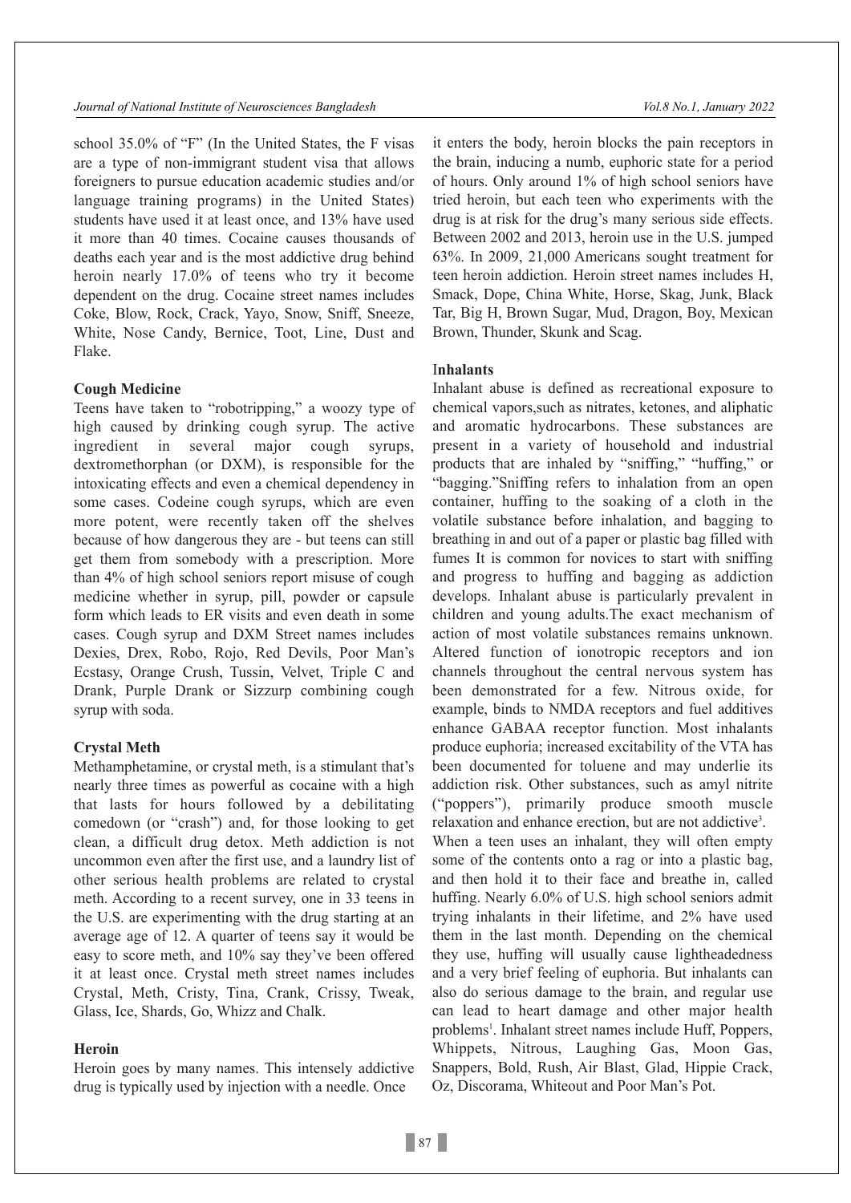school 35.0% of "F" (In the United States, the F visas are a type of non-immigrant student visa that allows foreigners to pursue education academic studies and/or language training programs) in the United States) students have used it at least once, and 13% have used it more than 40 times. Cocaine causes thousands of deaths each year and is the most addictive drug behind heroin nearly 17.0% of teens who try it become dependent on the drug. Cocaine street names includes Coke, Blow, Rock, Crack, Yayo, Snow, Sniff, Sneeze, White, Nose Candy, Bernice, Toot, Line, Dust and Flake.

**Cough Medicine**

Teens have taken to "robotripping," a woozy type of high caused by drinking cough syrup. The active ingredient in several major cough syrups, dextromethorphan (or DXM), is responsible for the intoxicating effects and even a chemical dependency in some cases. Codeine cough syrups, which are even more potent, were recently taken off the shelves because of how dangerous they are - but teens can still get them from somebody with a prescription. More than 4% of high school seniors report misuse of cough medicine whether in syrup, pill, powder or capsule form which leads to ER visits and even death in some cases. Cough syrup and DXM Street names includes Dexies, Drex, Robo, Rojo, Red Devils, Poor Man's Ecstasy, Orange Crush, Tussin, Velvet, Triple C and Drank, Purple Drank or Sizzurp combining cough syrup with soda.

**Crystal Meth**

Methamphetamine, or crystal meth, is a stimulant that's nearly three times as powerful as cocaine with a high that lasts for hours followed by a debilitating comedown (or "crash") and, for those looking to get clean, a difficult drug detox. Meth addiction is not uncommon even after the first use, and a laundry list of other serious health problems are related to crystal meth. According to a recent survey, one in 33 teens in the U.S. are experimenting with the drug starting at an average age of 12. A quarter of teens say it would be easy to score meth, and 10% say they've been offered it at least once. Crystal meth street names includes Crystal, Meth, Cristy, Tina, Crank, Crissy, Tweak, Glass, Ice, Shards, Go, Whizz and Chalk.

**Heroin**

Heroin goes by many names. This intensely addictive drug is typically used by injection with a needle. Once it enters the body, heroin blocks the pain receptors in the brain, inducing a numb, euphoric state for a period of hours. Only around 1% of high school seniors have tried heroin, but each teen who experiments with the drug is at risk for the drug's many serious side effects. Between 2002 and 2013, heroin use in the U.S. jumped 63%. In 2009, 21,000 Americans sought treatment for teen heroin addiction. Heroin street names includes H, Smack, Dope, China White, Horse, Skag, Junk, Black Tar, Big H, Brown Sugar, Mud, Dragon, Boy, Mexican Brown, Thunder, Skunk and Scag.

**Inhalants**

Inhalant abuse is defined as recreational exposure to chemical vapors,such as nitrates, ketones, and aliphatic and aromatic hydrocarbons. These substances are present in a variety of household and industrial products that are inhaled by "sniffing," "huffing," or "bagging."Sniffing refers to inhalation from an open container, huffing to the soaking of a cloth in the volatile substance before inhalation, and bagging to breathing in and out of a paper or plastic bag filled with fumes It is common for novices to start with sniffing and progress to huffing and bagging as addiction develops. Inhalant abuse is particularly prevalent in children and young adults.The exact mechanism of action of most volatile substances remains unknown. Altered function of ionotropic receptors and ion channels throughout the central nervous system has been demonstrated for a few. Nitrous oxide, for example, binds to NMDA receptors and fuel additives enhance GABAA receptor function. Most inhalants produce euphoria; increased excitability of the VTA has been documented for toluene and may underlie its addiction risk. Other substances, such as amyl nitrite ("poppers"), primarily produce smooth muscle relaxation and enhance erection, but are not addictive[3].

When a teen uses an inhalant, they will often empty some of the contents onto a rag or into a plastic bag, and then hold it to their face and breathe in, called huffing. Nearly 6.0% of U.S. high school seniors admit trying inhalants in their lifetime, and 2% have used them in the last month. Depending on the chemical they use, huffing will usually cause lightheadedness and a very brief feeling of euphoria. But inhalants can also do serious damage to the brain, and regular use can lead to heart damage and other major health problems[1]. Inhalant street names include Huff, Poppers, Whippets, Nitrous, Laughing Gas, Moon Gas, Snappers, Bold, Rush, Air Blast, Glad, Hippie Crack, Oz, Discorama, Whiteout and Poor Man's Pot.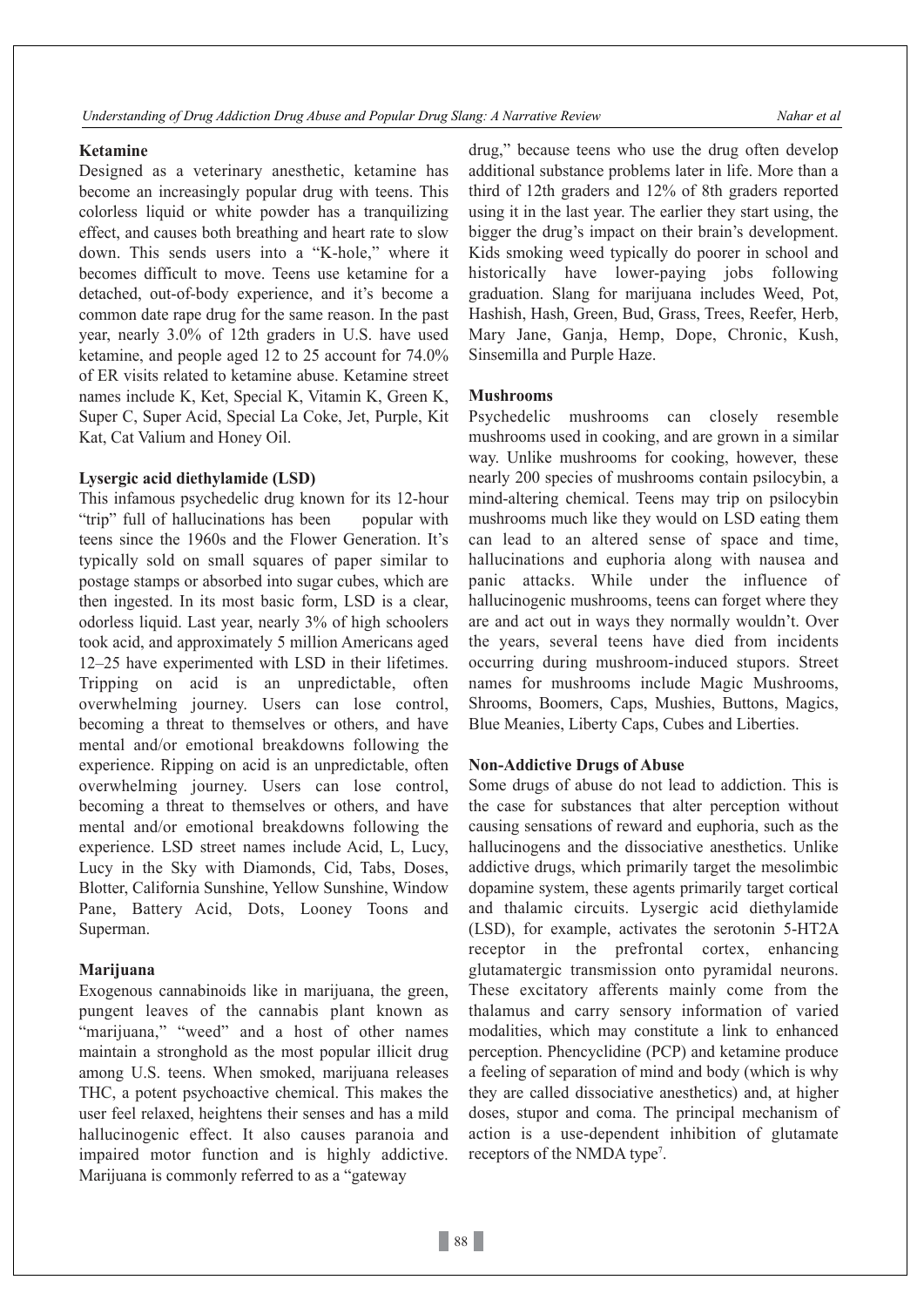### Ketamine

Designed as a veterinary anesthetic, ketamine has become an increasingly popular drug with teens. This colorless liquid or white powder has a tranquilizing effect, and causes both breathing and heart rate to slow down. This sends users into a "K-hole," where it becomes difficult to move. Teens use ketamine for a detached, out-of-body experience, and it's become a common date rape drug for the same reason. In the past year, nearly 3.0% of 12th graders in U.S. have used ketamine, and people aged 12 to 25 account for 74.0% of ER visits related to ketamine abuse. Ketamine street names include K, Ket, Special K, Vitamin K, Green K, Super C, Super Acid, Special La Coke, Jet, Purple, Kit Kat, Cat Valium and Honey Oil.

### Lysergic acid diethylamide (LSD)

This infamous psychedelic drug known for its 12-hour "trip" full of hallucinations has been popular with teens since the 1960s and the Flower Generation. It's typically sold on small squares of paper similar to postage stamps or absorbed into sugar cubes, which are then ingested. In its most basic form, LSD is a clear, odorless liquid. Last year, nearly 3% of high schoolers took acid, and approximately 5 million Americans aged 12–25 have experimented with LSD in their lifetimes. Tripping on acid is an unpredictable, often overwhelming journey. Users can lose control, becoming a threat to themselves or others, and have mental and/or emotional breakdowns following the experience. Ripping on acid is an unpredictable, often overwhelming journey. Users can lose control, becoming a threat to themselves or others, and have mental and/or emotional breakdowns following the experience. LSD street names include Acid, L, Lucy, Lucy in the Sky with Diamonds, Cid, Tabs, Doses, Blotter, California Sunshine, Yellow Sunshine, Window Pane, Battery Acid, Dots, Looney Toons and Superman.

### Marijuana

Exogenous cannabinoids like in marijuana, the green, pungent leaves of the cannabis plant known as "marijuana," "weed" and a host of other names maintain a stronghold as the most popular illicit drug among U.S. teens. When smoked, marijuana releases THC, a potent psychoactive chemical. This makes the user feel relaxed, heightens their senses and has a mild hallucinogenic effect. It also causes paranoia and impaired motor function and is highly addictive. Marijuana is commonly referred to as a "gateway drug," because teens who use the drug often develop additional substance problems later in life. More than a third of 12th graders and 12% of 8th graders reported using it in the last year. The earlier they start using, the bigger the drug's impact on their brain's development. Kids smoking weed typically do poorer in school and historically have lower-paying jobs following graduation. Slang for marijuana includes Weed, Pot, Hashish, Hash, Green, Bud, Grass, Trees, Reefer, Herb, Mary Jane, Ganja, Hemp, Dope, Chronic, Kush, Sinsemilla and Purple Haze.

### Mushrooms

Psychedelic mushrooms can closely resemble mushrooms used in cooking, and are grown in a similar way. Unlike mushrooms for cooking, however, these nearly 200 species of mushrooms contain psilocybin, a mind-altering chemical. Teens may trip on psilocybin mushrooms much like they would on LSD eating them can lead to an altered sense of space and time, hallucinations and euphoria along with nausea and panic attacks. While under the influence of hallucinogenic mushrooms, teens can forget where they are and act out in ways they normally wouldn't. Over the years, several teens have died from incidents occurring during mushroom-induced stupors. Street names for mushrooms include Magic Mushrooms, Shrooms, Boomers, Caps, Mushies, Buttons, Magics, Blue Meanies, Liberty Caps, Cubes and Liberties.

### Non-Addictive Drugs of Abuse

Some drugs of abuse do not lead to addiction. This is the case for substances that alter perception without causing sensations of reward and euphoria, such as the hallucinogens and the dissociative anesthetics. Unlike addictive drugs, which primarily target the mesolimbic dopamine system, these agents primarily target cortical and thalamic circuits. Lysergic acid diethylamide (LSD), for example, activates the serotonin 5-HT2A receptor in the prefrontal cortex, enhancing glutamatergic transmission onto pyramidal neurons. These excitatory afferents mainly come from the thalamus and carry sensory information of varied modalities, which may constitute a link to enhanced perception. Phencyclidine (PCP) and ketamine produce a feeling of separation of mind and body (which is why they are called dissociative anesthetics) and, at higher doses, stupor and coma. The principal mechanism of action is a use-dependent inhibition of glutamate receptors of the NMDA type[7].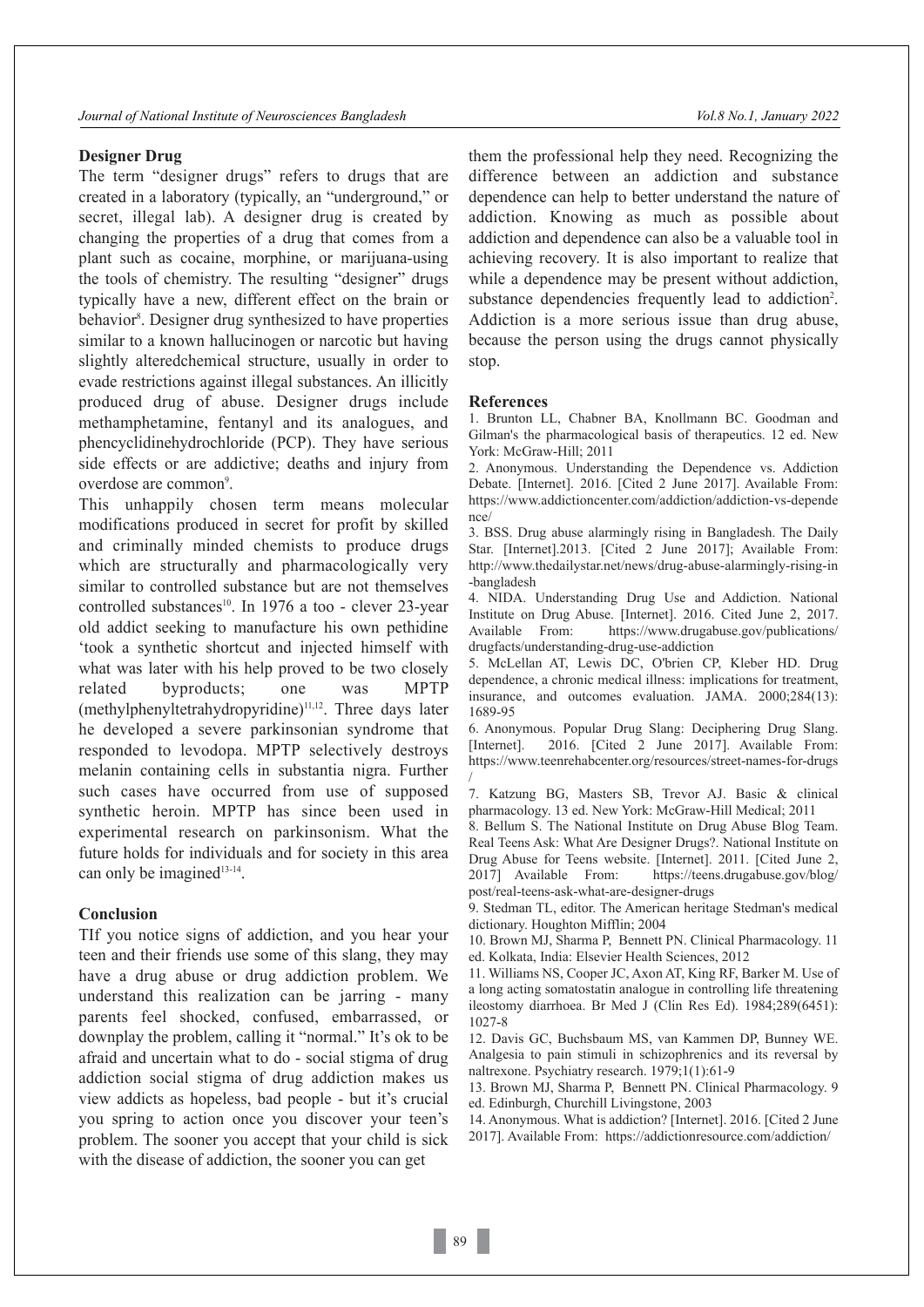## Designer Drug

The term "designer drugs" refers to drugs that are created in a laboratory (typically, an "underground," or secret, illegal lab). A designer drug is created by changing the properties of a drug that comes from a plant such as cocaine, morphine, or marijuana-using the tools of chemistry. The resulting "designer" drugs typically have a new, different effect on the brain or behavior[8]. Designer drug synthesized to have properties similar to a known hallucinogen or narcotic but having slightly alteredchemical structure, usually in order to evade restrictions against illegal substances. An illicitly produced drug of abuse. Designer drugs include methamphetamine, fentanyl and its analogues, and phencyclidinehydrochloride (PCP). They have serious side effects or are addictive; deaths and injury from overdose are common[9].

This unhappily chosen term means molecular modifications produced in secret for profit by skilled and criminally minded chemists to produce drugs which are structurally and pharmacologically very similar to controlled substance but are not themselves controlled substances[10]. In 1976 a too - clever 23-year old addict seeking to manufacture his own pethidine 'took a synthetic shortcut and injected himself with what was later with his help proved to be two closely related byproducts; one was MPTP (methylphenyltetrahydropyridine)[11,12]. Three days later he developed a severe parkinsonian syndrome that responded to levodopa. MPTP selectively destroys melanin containing cells in substantia nigra. Further such cases have occurred from use of supposed synthetic heroin. MPTP has since been used in experimental research on parkinsonism. What the future holds for individuals and for society in this area can only be imagined[13-14].

## Conclusion

TIf you notice signs of addiction, and you hear your teen and their friends use some of this slang, they may have a drug abuse or drug addiction problem. We understand this realization can be jarring - many parents feel shocked, confused, embarrassed, or downplay the problem, calling it "normal." It's ok to be afraid and uncertain what to do - social stigma of drug addiction social stigma of drug addiction makes us view addicts as hopeless, bad people - but it's crucial you spring to action once you discover your teen's problem. The sooner you accept that your child is sick with the disease of addiction, the sooner you can get them the professional help they need. Recognizing the difference between an addiction and substance dependence can help to better understand the nature of addiction. Knowing as much as possible about addiction and dependence can also be a valuable tool in achieving recovery. It is also important to realize that while a dependence may be present without addiction, substance dependencies frequently lead to addiction[2]. Addiction is a more serious issue than drug abuse, because the person using the drugs cannot physically stop.

## References

1. Brunton LL, Chabner BA, Knollmann BC. Goodman and Gilman's the pharmacological basis of therapeutics. 12 ed. New York: McGraw-Hill; 2011
2. Anonymous. Understanding the Dependence vs. Addiction Debate. [Internet]. 2016. [Cited 2 June 2017]. Available From: https://www.addictioncenter.com/addiction/addiction-vs-dependence/
3. BSS. Drug abuse alarmingly rising in Bangladesh. The Daily Star. [Internet].2013. [Cited 2 June 2017]; Available From: http://www.thedailystar.net/news/drug-abuse-alarmingly-rising-in-bangladesh
4. NIDA. Understanding Drug Use and Addiction. National Institute on Drug Abuse. [Internet]. 2016. Cited June 2, 2017. Available From: https://www.drugabuse.gov/publications/drugfacts/understanding-drug-use-addiction
5. McLellan AT, Lewis DC, O'brien CP, Kleber HD. Drug dependence, a chronic medical illness: implications for treatment, insurance, and outcomes evaluation. JAMA. 2000;284(13): 1689-95
6. Anonymous. Popular Drug Slang: Deciphering Drug Slang. [Internet]. 2016. [Cited 2 June 2017]. Available From: https://www.teenrehabcenter.org/resources/street-names-for-drugs/
7. Katzung BG, Masters SB, Trevor AJ. Basic & clinical pharmacology. 13 ed. New York: McGraw-Hill Medical; 2011
8. Bellum S. The National Institute on Drug Abuse Blog Team. Real Teens Ask: What Are Designer Drugs?. National Institute on Drug Abuse for Teens website. [Internet]. 2011. [Cited June 2, 2017] Available From: https://teens.drugabuse.gov/blog/post/real-teens-ask-what-are-designer-drugs
9. Stedman TL, editor. The American heritage Stedman's medical dictionary. Houghton Mifflin; 2004
10. Brown MJ, Sharma P, Bennett PN. Clinical Pharmacology. 11 ed. Kolkata, India: Elsevier Health Sciences, 2012
11. Williams NS, Cooper JC, Axon AT, King RF, Barker M. Use of a long acting somatostatin analogue in controlling life threatening ileostomy diarrhoea. Br Med J (Clin Res Ed). 1984;289(6451): 1027-8
12. Davis GC, Buchsbaum MS, van Kammen DP, Bunney WE. Analgesia to pain stimuli in schizophrenics and its reversal by naltrexone. Psychiatry research. 1979;1(1):61-9
13. Brown MJ, Sharma P, Bennett PN. Clinical Pharmacology. 9 ed. Edinburgh, Churchill Livingstone, 2003
14. Anonymous. What is addiction? [Internet]. 2016. [Cited 2 June 2017]. Available From: https://addictionresource.com/addiction/